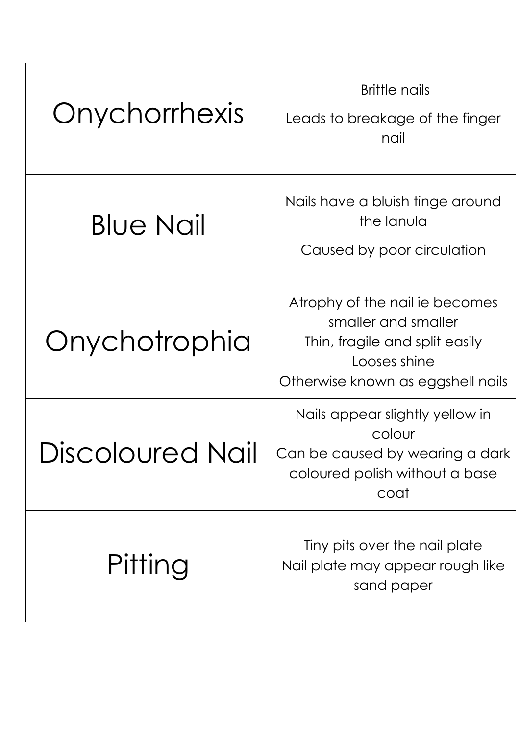| Onychorrhexis | Brittle nails<br>Leads to breakage of the finger nail |
| --- | --- |
| Blue Nail | Nails have a bluish tinge around the lanula<br>Caused by poor circulation |
| Onychotrophia | Atrophy of the nail ie becomes smaller and smaller<br>Thin, fragile and split easily<br>Looses shine<br>Otherwise known as eggshell nails |
| Discoloured Nail | Nails appear slightly yellow in colour<br>Can be caused by wearing a dark coloured polish without a base coat |
| Pitting | Tiny pits over the nail plate<br>Nail plate may appear rough like sand paper |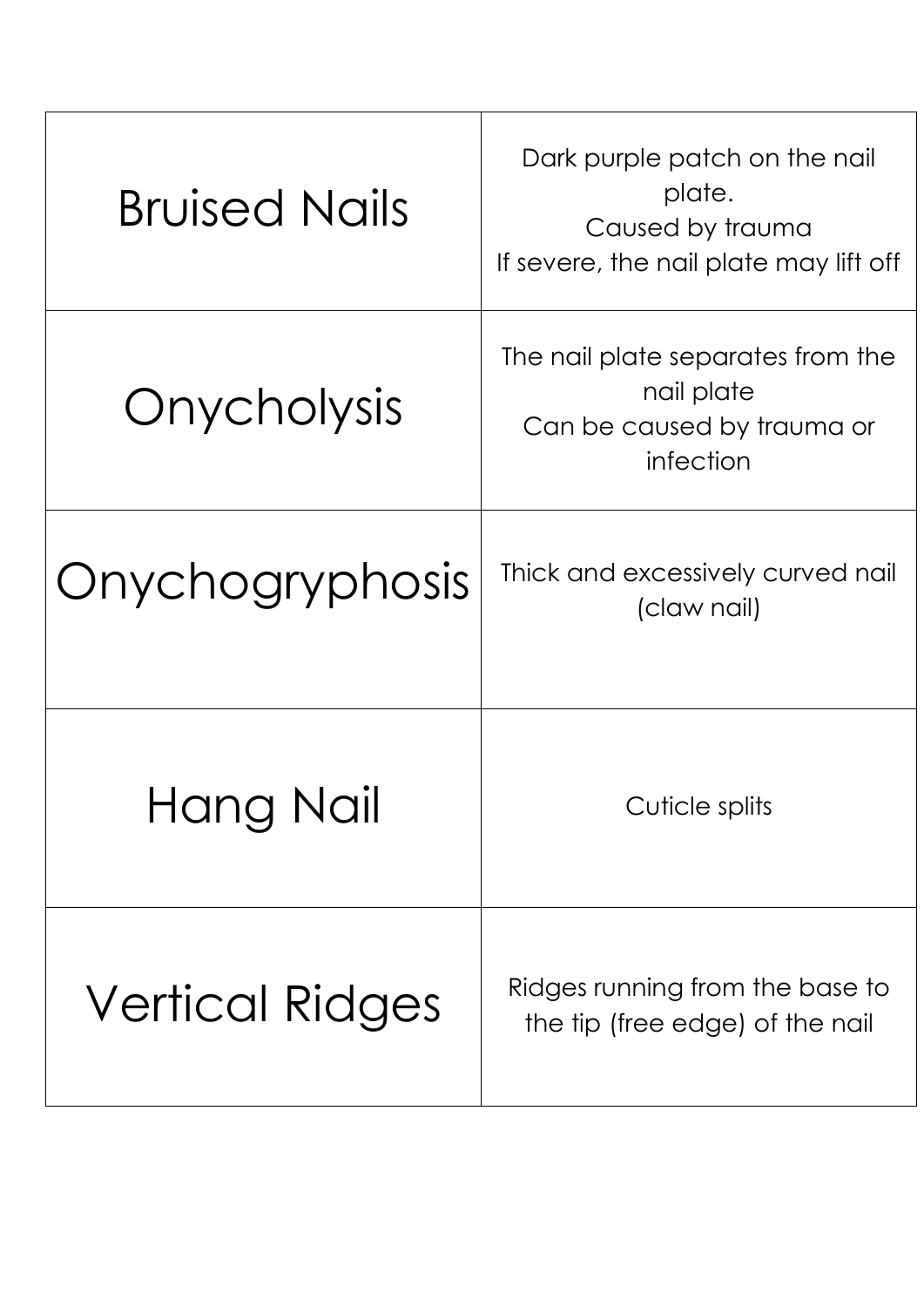| | |
|---|---|
| Bruised Nails | Dark purple patch on the nail plate.<br>Caused by trauma<br>If severe, the nail plate may lift off |
| Onycholysis | The nail plate separates from the nail plate<br>Can be caused by trauma or infection |
| Onychogryphosis | Thick and excessively curved nail (claw nail) |
| Hang Nail | Cuticle splits |
| Vertical Ridges | Ridges running from the base to the tip (free edge) of the nail |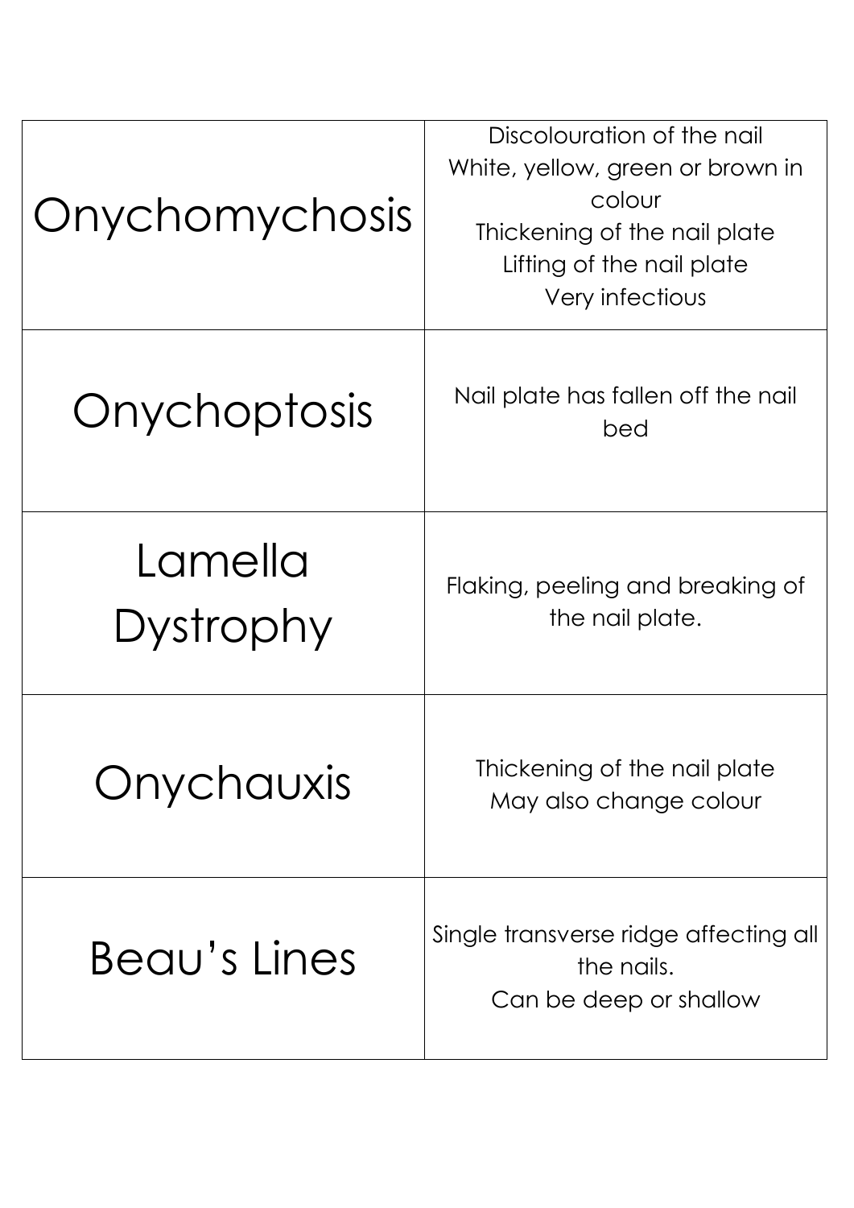| | |
|---|---|
| Onychomychosis | Discolouration of the nail<br>White, yellow, green or brown in colour<br>Thickening of the nail plate<br>Lifting of the nail plate<br>Very infectious |
| Onychoptosis | Nail plate has fallen off the nail bed |
| Lamella Dystrophy | Flaking, peeling and breaking of the nail plate. |
| Onychauxis | Thickening of the nail plate<br>May also change colour |
| Beau's Lines | Single transverse ridge affecting all the nails.<br>Can be deep or shallow |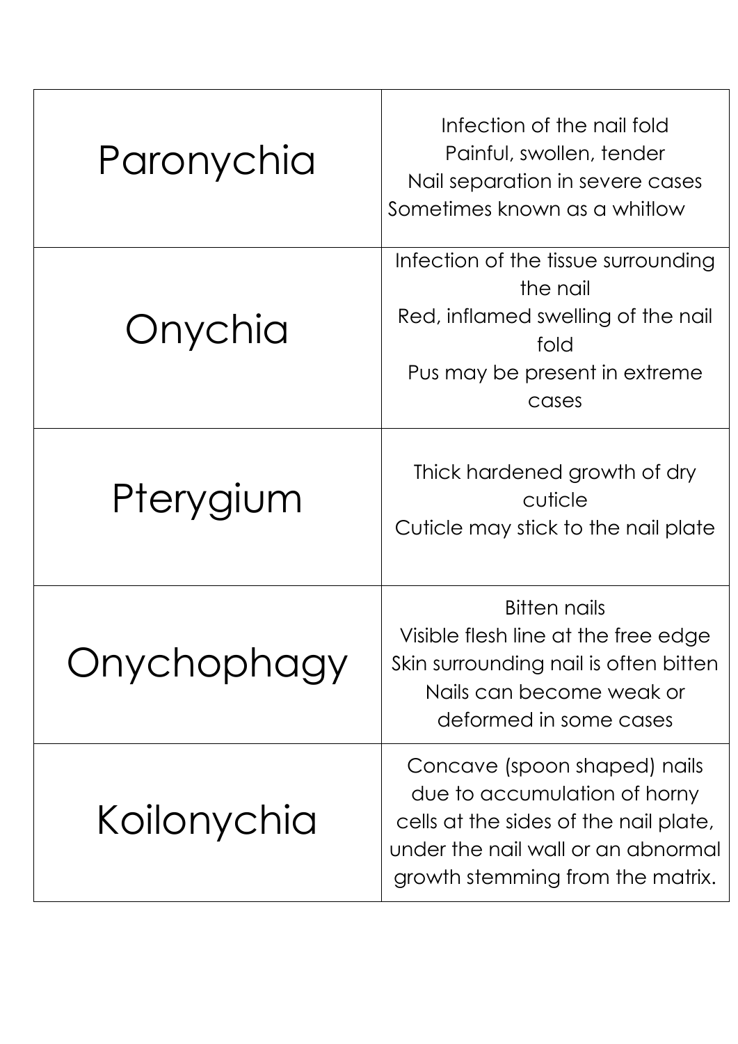| | |
|---|---|
| Paronychia | Infection of the nail fold<br>Painful, swollen, tender<br>Nail separation in severe cases<br>Sometimes known as a whitlow |
| Onychia | Infection of the tissue surrounding the nail<br>Red, inflamed swelling of the nail fold<br>Pus may be present in extreme cases |
| Pterygium | Thick hardened growth of dry cuticle<br>Cuticle may stick to the nail plate |
| Onychophagy | Bitten nails<br>Visible flesh line at the free edge<br>Skin surrounding nail is often bitten<br>Nails can become weak or deformed in some cases |
| Koilonychia | Concave (spoon shaped) nails due to accumulation of horny cells at the sides of the nail plate, under the nail wall or an abnormal growth stemming from the matrix. |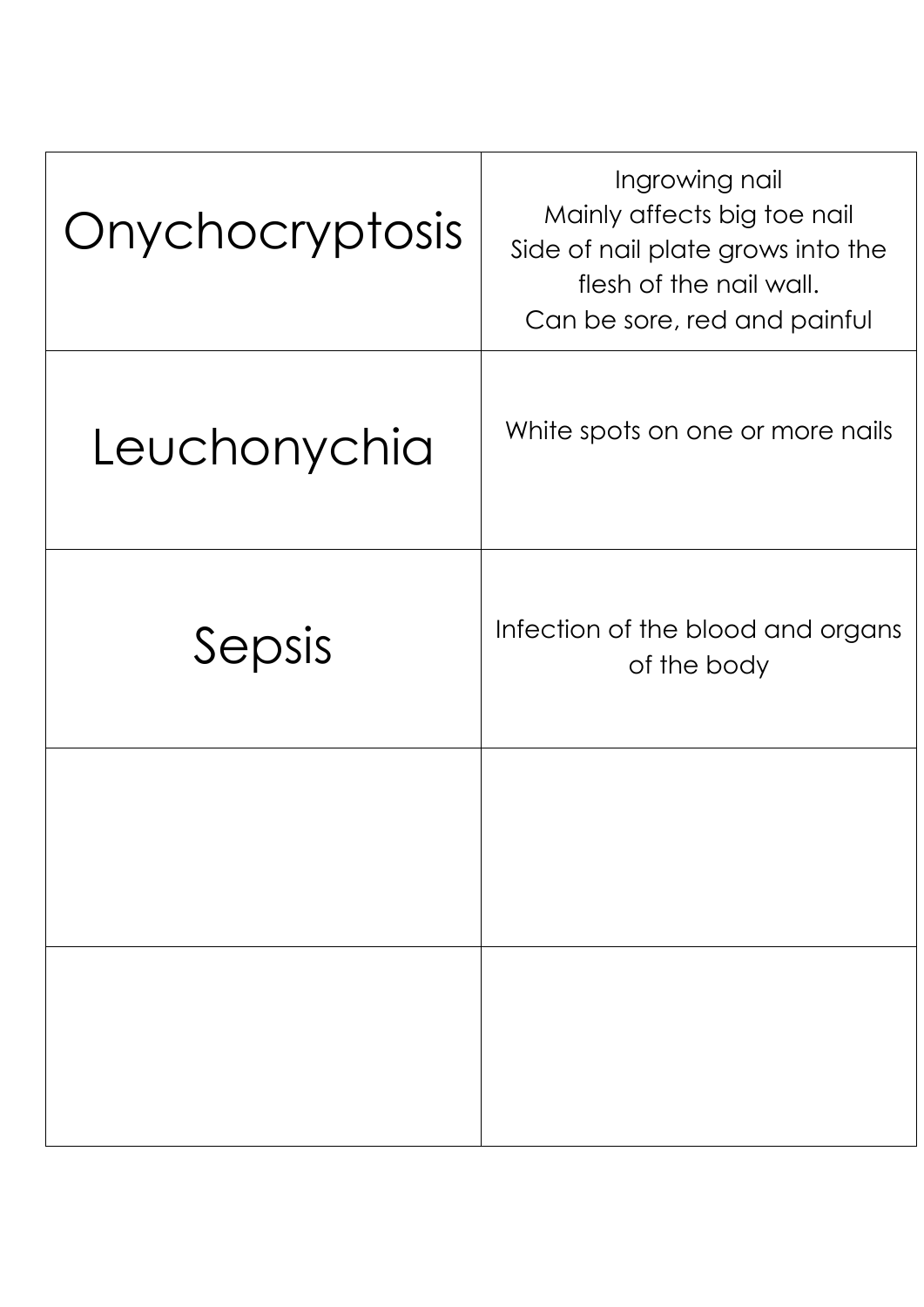| | |
|---|---|
| Onychocryptosis | Ingrowing nail<br>Mainly affects big toe nail<br>Side of nail plate grows into the flesh of the nail wall.<br>Can be sore, red and painful |
| Leuchonychia | White spots on one or more nails |
| Sepsis | Infection of the blood and organs of the body |
| | |
| | |